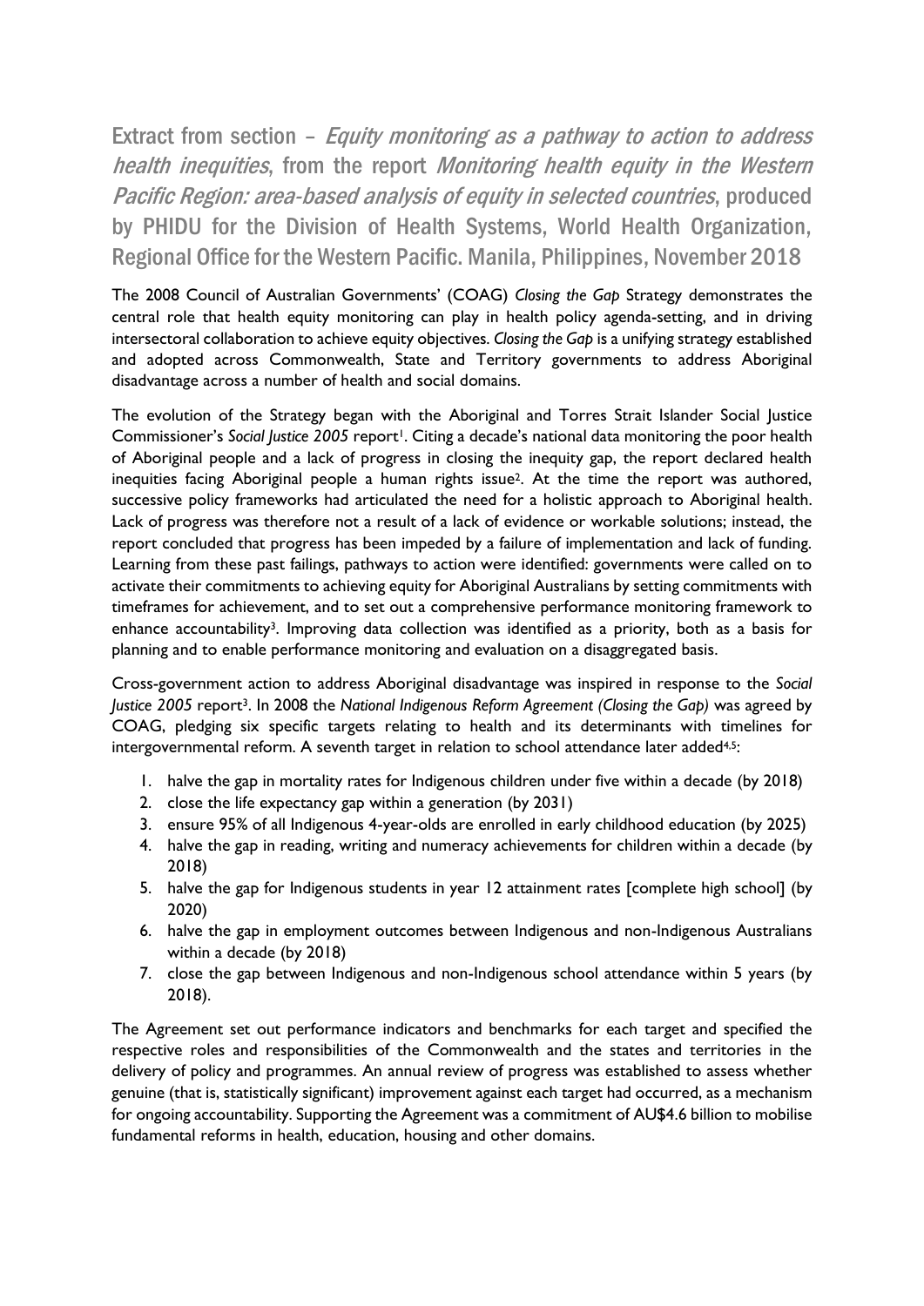# Extract from section – *Equity monitoring as a pathway to action to address health inequities*, from the report *Monitoring health equity in the Western Pacific Region: area-based analysis of equity in selected countries*, produced by PHIDU for the Division of Health Systems, World Health Organization, Regional Office for the Western Pacific. Manila, Philippines, November 2018

The 2008 Council of Australian Governments' (COAG) *Closing the Gap* Strategy demonstrates the central role that health equity monitoring can play in health policy agenda-setting, and in driving intersectoral collaboration to achieve equity objectives. *Closing the Gap* is a unifying strategy established and adopted across Commonwealth, State and Territory governments to address Aboriginal disadvantage across a number of health and social domains.

The evolution of the Strategy began with the Aboriginal and Torres Strait Islander Social Justice Commissioner's *Social Justice 2005* report[1]. Citing a decade's national data monitoring the poor health of Aboriginal people and a lack of progress in closing the inequity gap, the report declared health inequities facing Aboriginal people a human rights issue[2]. At the time the report was authored, successive policy frameworks had articulated the need for a holistic approach to Aboriginal health. Lack of progress was therefore not a result of a lack of evidence or workable solutions; instead, the report concluded that progress has been impeded by a failure of implementation and lack of funding. Learning from these past failings, pathways to action were identified: governments were called on to activate their commitments to achieving equity for Aboriginal Australians by setting commitments with timeframes for achievement, and to set out a comprehensive performance monitoring framework to enhance accountability[3]. Improving data collection was identified as a priority, both as a basis for planning and to enable performance monitoring and evaluation on a disaggregated basis.

Cross-government action to address Aboriginal disadvantage was inspired in response to the *Social Justice 2005* report[3]. In 2008 the *National Indigenous Reform Agreement (Closing the Gap)* was agreed by COAG, pledging six specific targets relating to health and its determinants with timelines for intergovernmental reform. A seventh target in relation to school attendance later added[4,5]:

1. halve the gap in mortality rates for Indigenous children under five within a decade (by 2018)
2. close the life expectancy gap within a generation (by 2031)
3. ensure 95% of all Indigenous 4-year-olds are enrolled in early childhood education (by 2025)
4. halve the gap in reading, writing and numeracy achievements for children within a decade (by 2018)
5. halve the gap for Indigenous students in year 12 attainment rates [complete high school] (by 2020)
6. halve the gap in employment outcomes between Indigenous and non-Indigenous Australians within a decade (by 2018)
7. close the gap between Indigenous and non-Indigenous school attendance within 5 years (by 2018).

The Agreement set out performance indicators and benchmarks for each target and specified the respective roles and responsibilities of the Commonwealth and the states and territories in the delivery of policy and programmes. An annual review of progress was established to assess whether genuine (that is, statistically significant) improvement against each target had occurred, as a mechanism for ongoing accountability. Supporting the Agreement was a commitment of AU$4.6 billion to mobilise fundamental reforms in health, education, housing and other domains.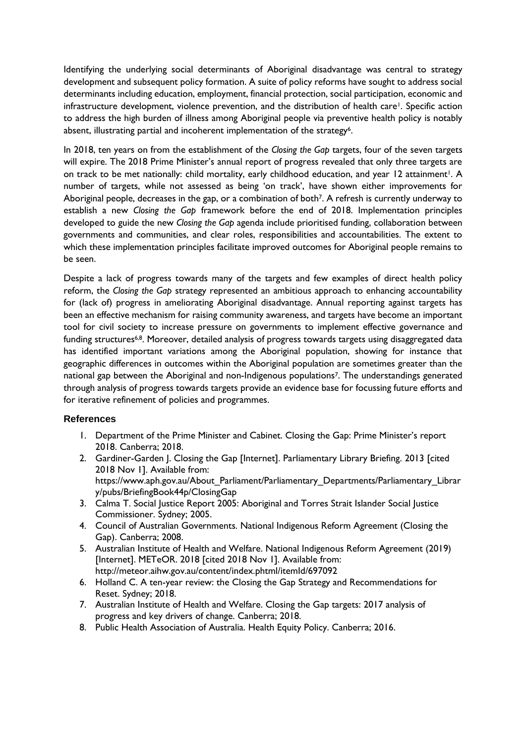Identifying the underlying social determinants of Aboriginal disadvantage was central to strategy development and subsequent policy formation. A suite of policy reforms have sought to address social determinants including education, employment, financial protection, social participation, economic and infrastructure development, violence prevention, and the distribution of health care[1]. Specific action to address the high burden of illness among Aboriginal people via preventive health policy is notably absent, illustrating partial and incoherent implementation of the strategy[6].

In 2018, ten years on from the establishment of the *Closing the Gap* targets, four of the seven targets will expire. The 2018 Prime Minister's annual report of progress revealed that only three targets are on track to be met nationally: child mortality, early childhood education, and year 12 attainment[1]. A number of targets, while not assessed as being 'on track', have shown either improvements for Aboriginal people, decreases in the gap, or a combination of both[7]. A refresh is currently underway to establish a new *Closing the Gap* framework before the end of 2018. Implementation principles developed to guide the new *Closing the Gap* agenda include prioritised funding, collaboration between governments and communities, and clear roles, responsibilities and accountabilities. The extent to which these implementation principles facilitate improved outcomes for Aboriginal people remains to be seen.

Despite a lack of progress towards many of the targets and few examples of direct health policy reform, the *Closing the Gap* strategy represented an ambitious approach to enhancing accountability for (lack of) progress in ameliorating Aboriginal disadvantage. Annual reporting against targets has been an effective mechanism for raising community awareness, and targets have become an important tool for civil society to increase pressure on governments to implement effective governance and funding structures[6,8]. Moreover, detailed analysis of progress towards targets using disaggregated data has identified important variations among the Aboriginal population, showing for instance that geographic differences in outcomes within the Aboriginal population are sometimes greater than the national gap between the Aboriginal and non-Indigenous populations[7]. The understandings generated through analysis of progress towards targets provide an evidence base for focussing future efforts and for iterative refinement of policies and programmes.

## References

1. Department of the Prime Minister and Cabinet. Closing the Gap: Prime Minister's report 2018. Canberra; 2018.
2. Gardiner-Garden J. Closing the Gap [Internet]. Parliamentary Library Briefing. 2013 [cited 2018 Nov 1]. Available from: https://www.aph.gov.au/About_Parliament/Parliamentary_Departments/Parliamentary_Library/pubs/BriefingBook44p/ClosingGap
3. Calma T. Social Justice Report 2005: Aboriginal and Torres Strait Islander Social Justice Commissioner. Sydney; 2005.
4. Council of Australian Governments. National Indigenous Reform Agreement (Closing the Gap). Canberra; 2008.
5. Australian Institute of Health and Welfare. National Indigenous Reform Agreement (2019) [Internet]. METeOR. 2018 [cited 2018 Nov 1]. Available from: http://meteor.aihw.gov.au/content/index.phtml/itemId/697092
6. Holland C. A ten-year review: the Closing the Gap Strategy and Recommendations for Reset. Sydney; 2018.
7. Australian Institute of Health and Welfare. Closing the Gap targets: 2017 analysis of progress and key drivers of change. Canberra; 2018.
8. Public Health Association of Australia. Health Equity Policy. Canberra; 2016.